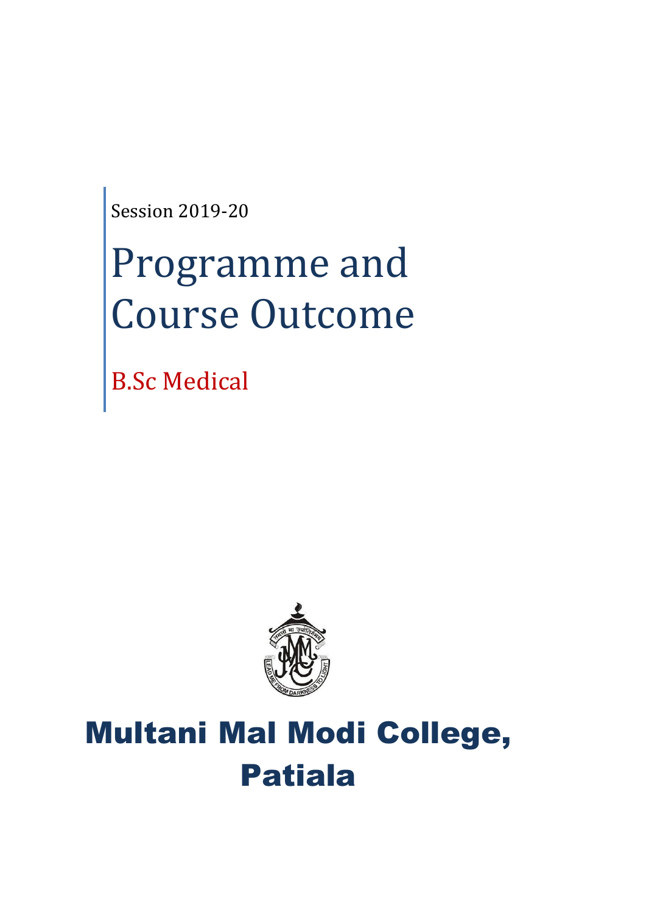Session 2019-20

# Programme and Course Outcome

## B.Sc Medical

# Multani Mal Modi College, Patiala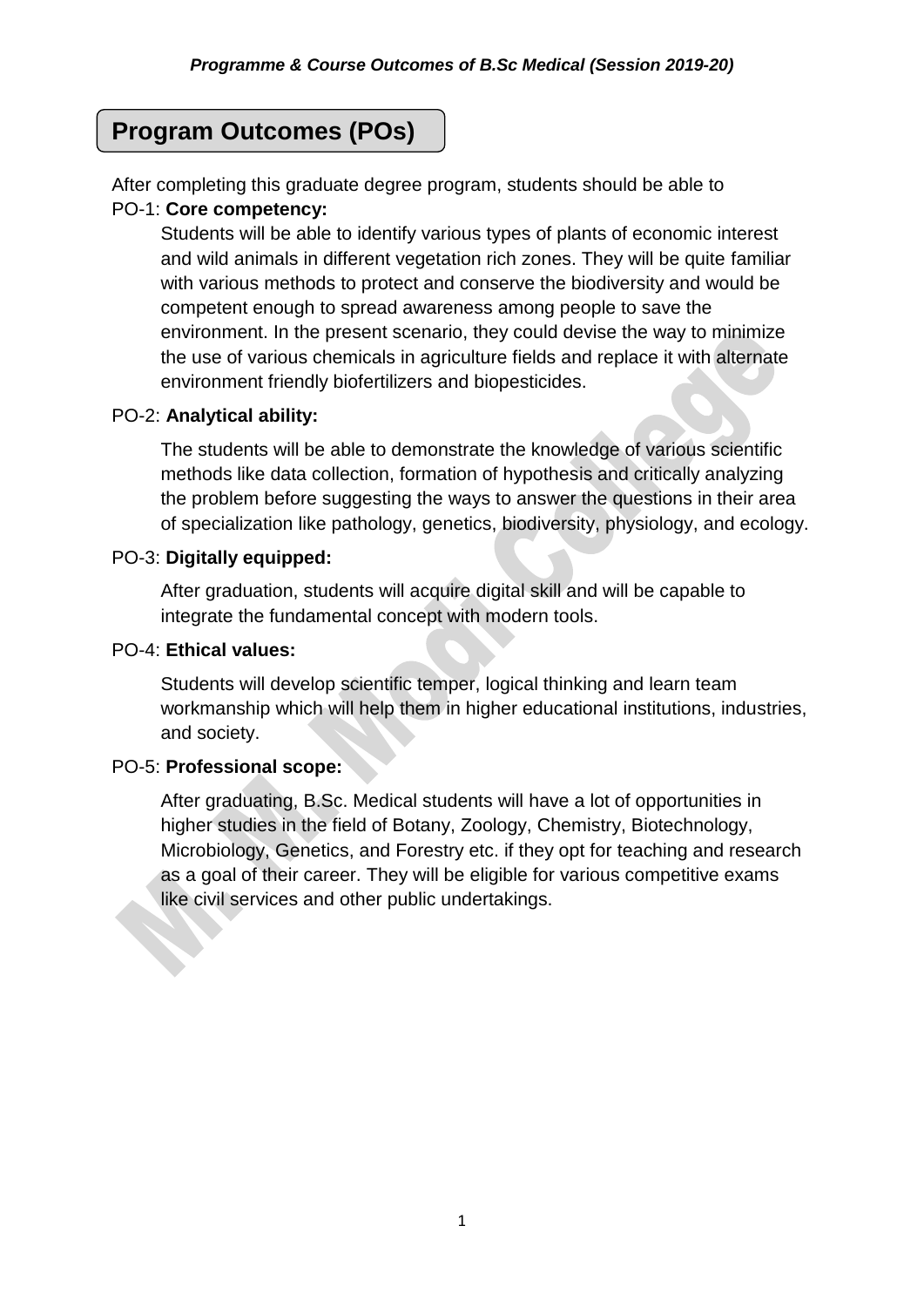## Program Outcomes (POs)

After completing this graduate degree program, students should be able to

PO-1: **Core competency:**

Students will be able to identify various types of plants of economic interest and wild animals in different vegetation rich zones. They will be quite familiar with various methods to protect and conserve the biodiversity and would be competent enough to spread awareness among people to save the environment. In the present scenario, they could devise the way to minimize the use of various chemicals in agriculture fields and replace it with alternate environment friendly biofertilizers and biopesticides.

PO-2: **Analytical ability:**

The students will be able to demonstrate the knowledge of various scientific methods like data collection, formation of hypothesis and critically analyzing the problem before suggesting the ways to answer the questions in their area of specialization like pathology, genetics, biodiversity, physiology, and ecology.

PO-3: **Digitally equipped:**

After graduation, students will acquire digital skill and will be capable to integrate the fundamental concept with modern tools.

PO-4: **Ethical values:**

Students will develop scientific temper, logical thinking and learn team workmanship which will help them in higher educational institutions, industries, and society.

PO-5: **Professional scope:**

After graduating, B.Sc. Medical students will have a lot of opportunities in higher studies in the field of Botany, Zoology, Chemistry, Biotechnology, Microbiology, Genetics, and Forestry etc. if they opt for teaching and research as a goal of their career. They will be eligible for various competitive exams like civil services and other public undertakings.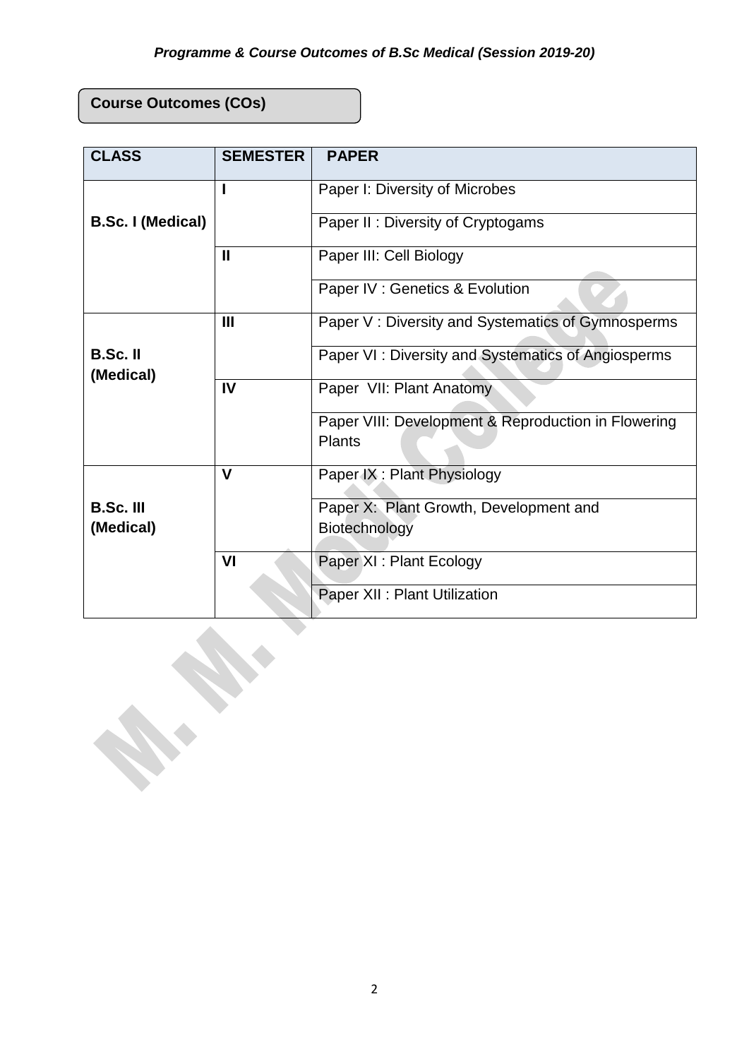## Course Outcomes (COs)

| CLASS | SEMESTER | PAPER |
|---|---|---|
| **B.Sc. I (Medical)** | **I** | Paper I: Diversity of Microbes |
| | | Paper II : Diversity of Cryptogams |
| | **II** | Paper III: Cell Biology |
| | | Paper IV : Genetics & Evolution |
| **B.Sc. II (Medical)** | **III** | Paper V : Diversity and Systematics of Gymnosperms |
| | | Paper VI : Diversity and Systematics of Angiosperms |
| | **IV** | Paper VII: Plant Anatomy |
| | | Paper VIII: Development & Reproduction in Flowering Plants |
| **B.Sc. III (Medical)** | **V** | Paper IX : Plant Physiology |
| | | Paper X: Plant Growth, Development and Biotechnology |
| | **VI** | Paper XI : Plant Ecology |
| | | Paper XII : Plant Utilization |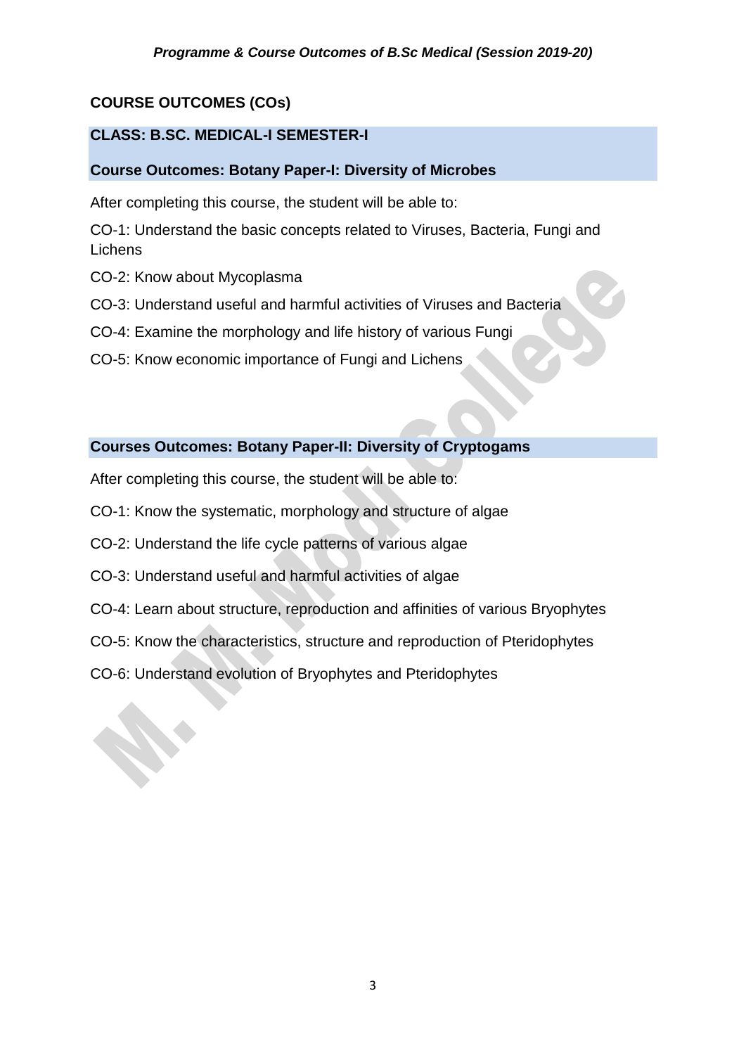## COURSE OUTCOMES (COs)

### CLASS: B.SC. MEDICAL-I SEMESTER-I

### Course Outcomes: Botany Paper-I: Diversity of Microbes

After completing this course, the student will be able to:

CO-1: Understand the basic concepts related to Viruses, Bacteria, Fungi and Lichens

CO-2: Know about Mycoplasma

CO-3: Understand useful and harmful activities of Viruses and Bacteria

CO-4: Examine the morphology and life history of various Fungi

CO-5: Know economic importance of Fungi and Lichens

### Courses Outcomes: Botany Paper-II: Diversity of Cryptogams

After completing this course, the student will be able to:

CO-1: Know the systematic, morphology and structure of algae

CO-2: Understand the life cycle patterns of various algae

CO-3: Understand useful and harmful activities of algae

CO-4: Learn about structure, reproduction and affinities of various Bryophytes

CO-5: Know the characteristics, structure and reproduction of Pteridophytes

CO-6: Understand evolution of Bryophytes and Pteridophytes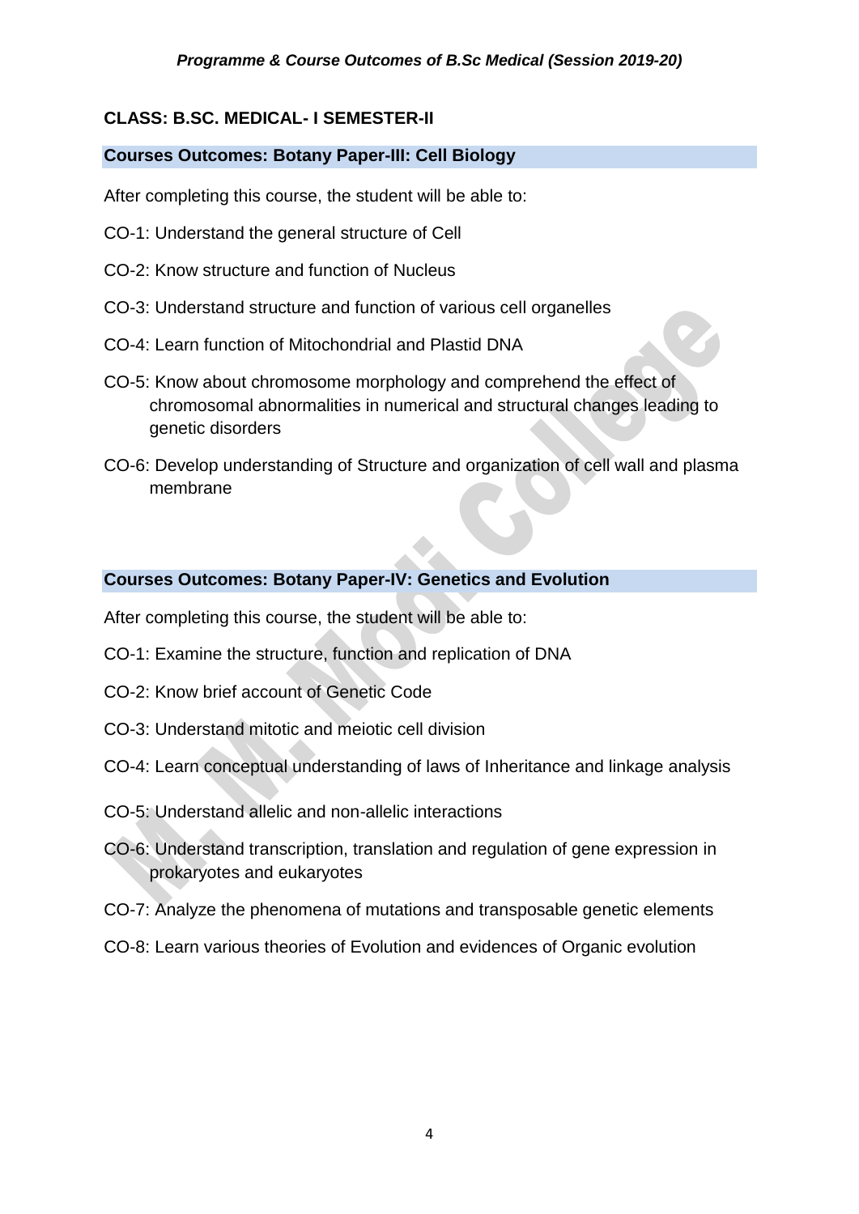## CLASS: B.SC. MEDICAL- I SEMESTER-II

### Courses Outcomes: Botany Paper-III: Cell Biology

After completing this course, the student will be able to:

CO-1: Understand the general structure of Cell

CO-2: Know structure and function of Nucleus

CO-3: Understand structure and function of various cell organelles

CO-4: Learn function of Mitochondrial and Plastid DNA

CO-5: Know about chromosome morphology and comprehend the effect of chromosomal abnormalities in numerical and structural changes leading to genetic disorders

CO-6: Develop understanding of Structure and organization of cell wall and plasma membrane

### Courses Outcomes: Botany Paper-IV: Genetics and Evolution

After completing this course, the student will be able to:

CO-1: Examine the structure, function and replication of DNA

CO-2: Know brief account of Genetic Code

CO-3: Understand mitotic and meiotic cell division

CO-4: Learn conceptual understanding of laws of Inheritance and linkage analysis

CO-5: Understand allelic and non-allelic interactions

CO-6: Understand transcription, translation and regulation of gene expression in prokaryotes and eukaryotes

CO-7: Analyze the phenomena of mutations and transposable genetic elements

CO-8: Learn various theories of Evolution and evidences of Organic evolution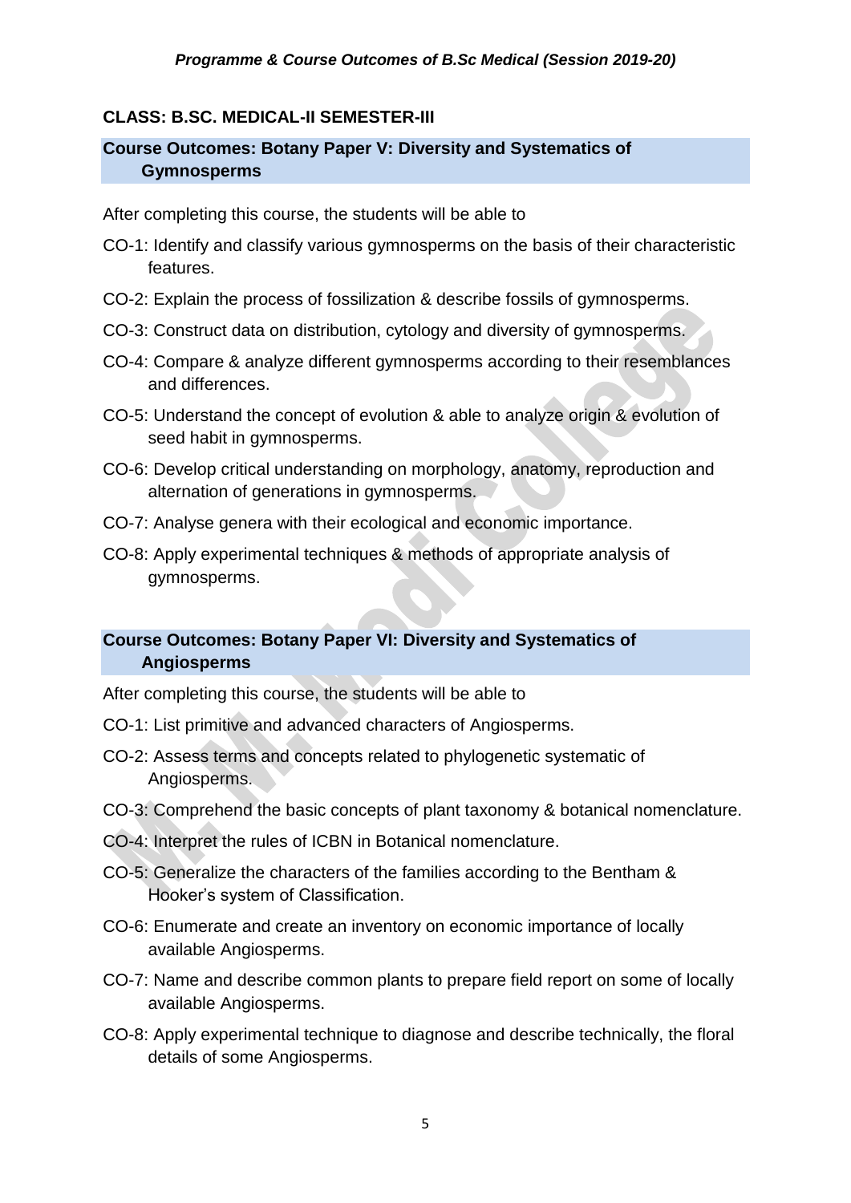### CLASS: B.SC. MEDICAL-II SEMESTER-III

#### Course Outcomes: Botany Paper V: Diversity and Systematics of Gymnosperms

After completing this course, the students will be able to

- CO-1: Identify and classify various gymnosperms on the basis of their characteristic features.
- CO-2: Explain the process of fossilization & describe fossils of gymnosperms.
- CO-3: Construct data on distribution, cytology and diversity of gymnosperms.
- CO-4: Compare & analyze different gymnosperms according to their resemblances and differences.
- CO-5: Understand the concept of evolution & able to analyze origin & evolution of seed habit in gymnosperms.
- CO-6: Develop critical understanding on morphology, anatomy, reproduction and alternation of generations in gymnosperms.
- CO-7: Analyse genera with their ecological and economic importance.
- CO-8: Apply experimental techniques & methods of appropriate analysis of gymnosperms.

#### Course Outcomes: Botany Paper VI: Diversity and Systematics of Angiosperms

After completing this course, the students will be able to

- CO-1: List primitive and advanced characters of Angiosperms.
- CO-2: Assess terms and concepts related to phylogenetic systematic of Angiosperms.
- CO-3: Comprehend the basic concepts of plant taxonomy & botanical nomenclature.
- CO-4: Interpret the rules of ICBN in Botanical nomenclature.
- CO-5: Generalize the characters of the families according to the Bentham & Hooker's system of Classification.
- CO-6: Enumerate and create an inventory on economic importance of locally available Angiosperms.
- CO-7: Name and describe common plants to prepare field report on some of locally available Angiosperms.
- CO-8: Apply experimental technique to diagnose and describe technically, the floral details of some Angiosperms.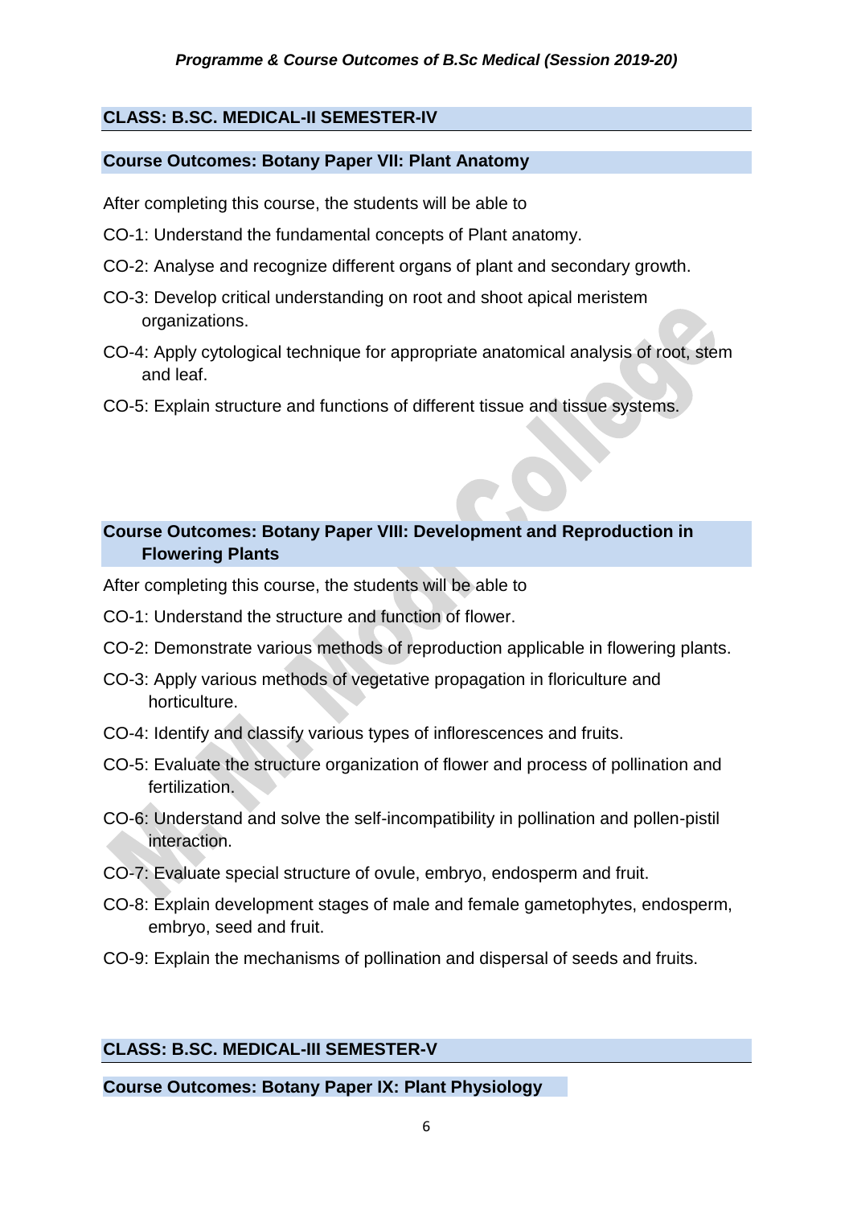## CLASS: B.SC. MEDICAL-II SEMESTER-IV

### Course Outcomes: Botany Paper VII: Plant Anatomy

After completing this course, the students will be able to

CO-1: Understand the fundamental concepts of Plant anatomy.

CO-2: Analyse and recognize different organs of plant and secondary growth.

CO-3: Develop critical understanding on root and shoot apical meristem organizations.

CO-4: Apply cytological technique for appropriate anatomical analysis of root, stem and leaf.

CO-5: Explain structure and functions of different tissue and tissue systems.

### Course Outcomes: Botany Paper VIII: Development and Reproduction in Flowering Plants

After completing this course, the students will be able to

CO-1: Understand the structure and function of flower.

CO-2: Demonstrate various methods of reproduction applicable in flowering plants.

CO-3: Apply various methods of vegetative propagation in floriculture and horticulture.

CO-4: Identify and classify various types of inflorescences and fruits.

CO-5: Evaluate the structure organization of flower and process of pollination and fertilization.

CO-6: Understand and solve the self-incompatibility in pollination and pollen-pistil interaction.

CO-7: Evaluate special structure of ovule, embryo, endosperm and fruit.

CO-8: Explain development stages of male and female gametophytes, endosperm, embryo, seed and fruit.

CO-9: Explain the mechanisms of pollination and dispersal of seeds and fruits.

## CLASS: B.SC. MEDICAL-III SEMESTER-V

### Course Outcomes: Botany Paper IX: Plant Physiology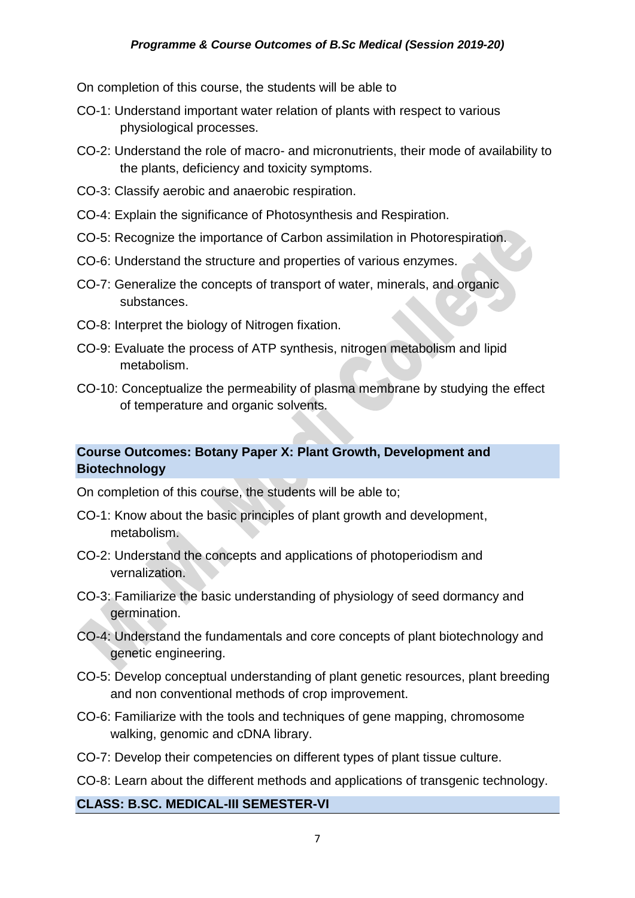On completion of this course, the students will be able to

CO-1: Understand important water relation of plants with respect to various physiological processes.

CO-2: Understand the role of macro- and micronutrients, their mode of availability to the plants, deficiency and toxicity symptoms.

CO-3: Classify aerobic and anaerobic respiration.

CO-4: Explain the significance of Photosynthesis and Respiration.

CO-5: Recognize the importance of Carbon assimilation in Photorespiration.

CO-6: Understand the structure and properties of various enzymes.

CO-7: Generalize the concepts of transport of water, minerals, and organic substances.

CO-8: Interpret the biology of Nitrogen fixation.

CO-9: Evaluate the process of ATP synthesis, nitrogen metabolism and lipid metabolism.

CO-10: Conceptualize the permeability of plasma membrane by studying the effect of temperature and organic solvents.

## Course Outcomes: Botany Paper X: Plant Growth, Development and Biotechnology

On completion of this course, the students will be able to;

CO-1: Know about the basic principles of plant growth and development, metabolism.

CO-2: Understand the concepts and applications of photoperiodism and vernalization.

CO-3: Familiarize the basic understanding of physiology of seed dormancy and germination.

CO-4: Understand the fundamentals and core concepts of plant biotechnology and genetic engineering.

CO-5: Develop conceptual understanding of plant genetic resources, plant breeding and non conventional methods of crop improvement.

CO-6: Familiarize with the tools and techniques of gene mapping, chromosome walking, genomic and cDNA library.

CO-7: Develop their competencies on different types of plant tissue culture.

CO-8: Learn about the different methods and applications of transgenic technology.

## CLASS: B.SC. MEDICAL-III SEMESTER-VI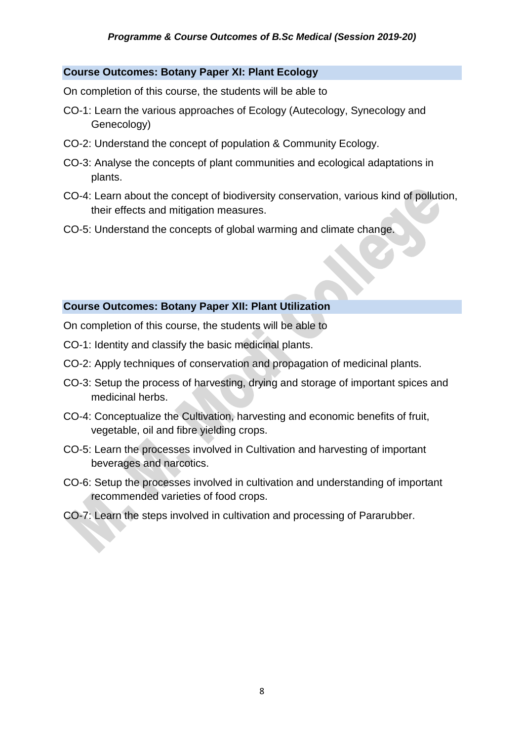## Course Outcomes: Botany Paper XI: Plant Ecology

On completion of this course, the students will be able to

- CO-1: Learn the various approaches of Ecology (Autecology, Synecology and Genecology)
- CO-2: Understand the concept of population & Community Ecology.
- CO-3: Analyse the concepts of plant communities and ecological adaptations in plants.
- CO-4: Learn about the concept of biodiversity conservation, various kind of pollution, their effects and mitigation measures.
- CO-5: Understand the concepts of global warming and climate change.

## Course Outcomes: Botany Paper XII: Plant Utilization

On completion of this course, the students will be able to

- CO-1: Identity and classify the basic medicinal plants.
- CO-2: Apply techniques of conservation and propagation of medicinal plants.
- CO-3: Setup the process of harvesting, drying and storage of important spices and medicinal herbs.
- CO-4: Conceptualize the Cultivation, harvesting and economic benefits of fruit, vegetable, oil and fibre yielding crops.
- CO-5: Learn the processes involved in Cultivation and harvesting of important beverages and narcotics.
- CO-6: Setup the processes involved in cultivation and understanding of important recommended varieties of food crops.
- CO-7: Learn the steps involved in cultivation and processing of Pararubber.